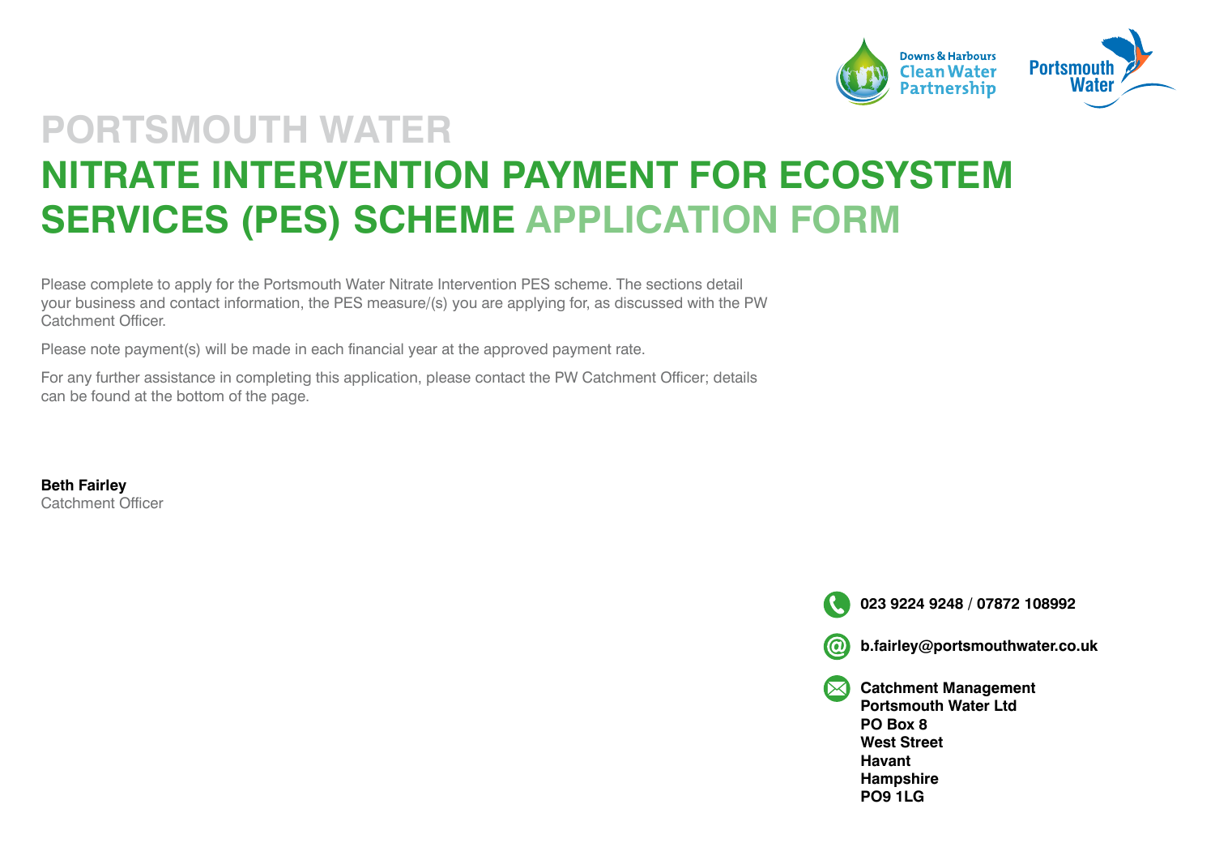# PORTSMOUTH WATER

# NITRATE INTERVENTION PAYMENT FOR ECOSYSTEM SERVICES (PES) SCHEME APPLICATION FORM

Please complete to apply for the Portsmouth Water Nitrate Intervention PES scheme. The sections detail your business and contact information, the PES measure/(s) you are applying for, as discussed with the PW Catchment Officer.

Please note payment(s) will be made in each financial year at the approved payment rate.

For any further assistance in completing this application, please contact the PW Catchment Officer; details can be found at the bottom of the page.

**Beth Fairley**
Catchment Officer

**023 9224 9248 / 07872 108992**

**b.fairley@portsmouthwater.co.uk**

**Catchment Management**
**Portsmouth Water Ltd**
**PO Box 8**
**West Street**
**Havant**
**Hampshire**
**PO9 1LG**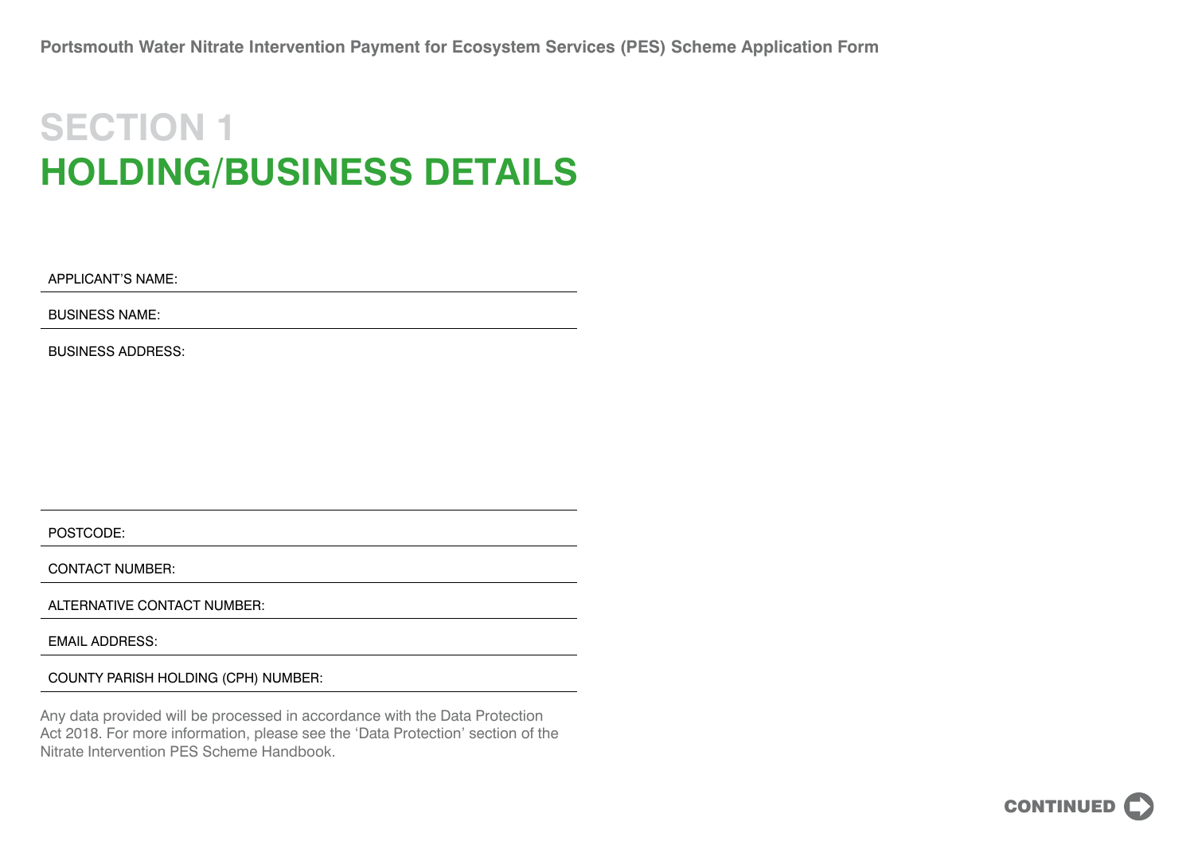# SECTION 1
## HOLDING/BUSINESS DETAILS

APPLICANT'S NAME:

BUSINESS NAME:

BUSINESS ADDRESS:

POSTCODE:

CONTACT NUMBER:

ALTERNATIVE CONTACT NUMBER:

EMAIL ADDRESS:

COUNTY PARISH HOLDING (CPH) NUMBER:

Any data provided will be processed in accordance with the Data Protection Act 2018. For more information, please see the 'Data Protection' section of the Nitrate Intervention PES Scheme Handbook.

CONTINUED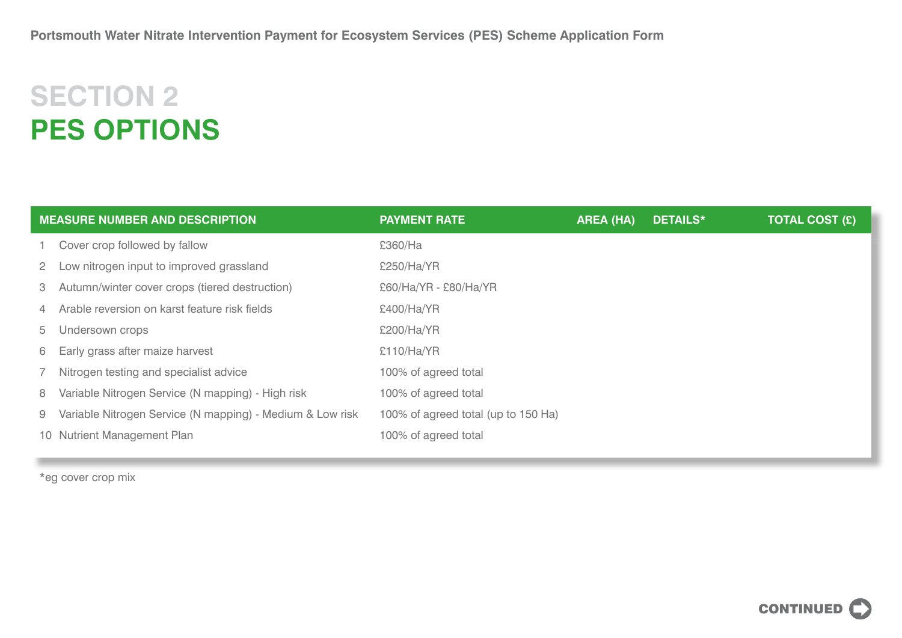# SECTION 2
## PES OPTIONS

| MEASURE NUMBER AND DESCRIPTION | PAYMENT RATE | AREA (HA) | DETAILS* | TOTAL COST (£) |
|---|---|---|---|---|
| 1 Cover crop followed by fallow | £360/Ha | | | |
| 2 Low nitrogen input to improved grassland | £250/Ha/YR | | | |
| 3 Autumn/winter cover crops (tiered destruction) | £60/Ha/YR - £80/Ha/YR | | | |
| 4 Arable reversion on karst feature risk fields | £400/Ha/YR | | | |
| 5 Undersown crops | £200/Ha/YR | | | |
| 6 Early grass after maize harvest | £110/Ha/YR | | | |
| 7 Nitrogen testing and specialist advice | 100% of agreed total | | | |
| 8 Variable Nitrogen Service (N mapping) - High risk | 100% of agreed total | | | |
| 9 Variable Nitrogen Service (N mapping) - Medium & Low risk | 100% of agreed total (up to 150 Ha) | | | |
| 10 Nutrient Management Plan | 100% of agreed total | | | |

*eg cover crop mix

CONTINUED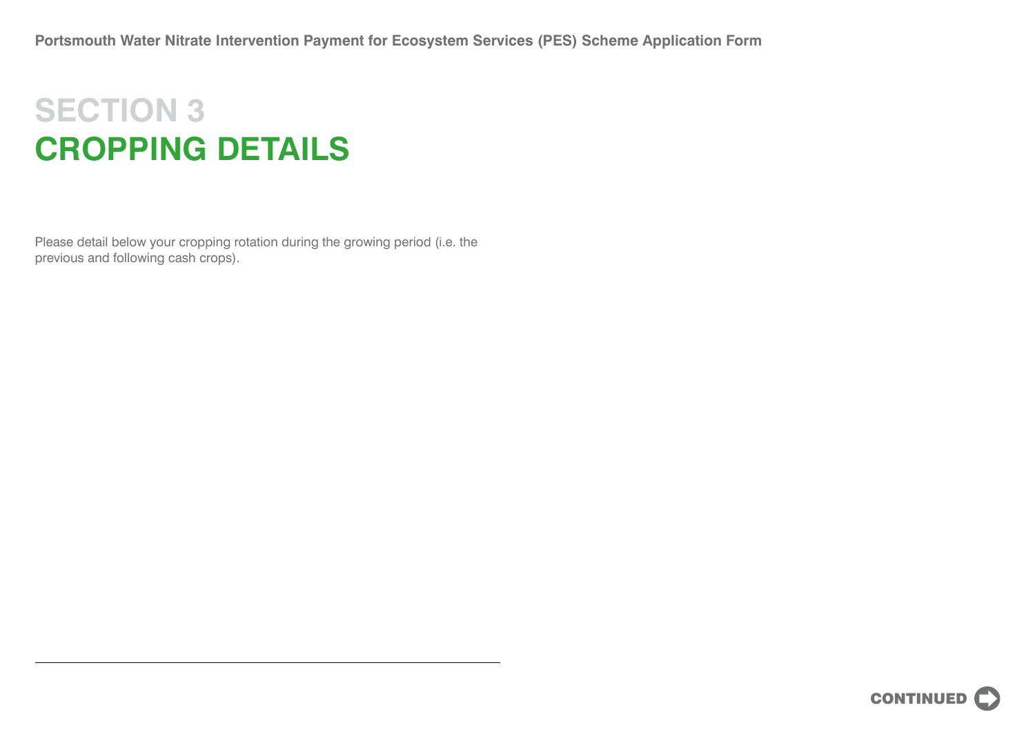# SECTION 3
## CROPPING DETAILS

Please detail below your cropping rotation during the growing period (i.e. the previous and following cash crops).

CONTINUED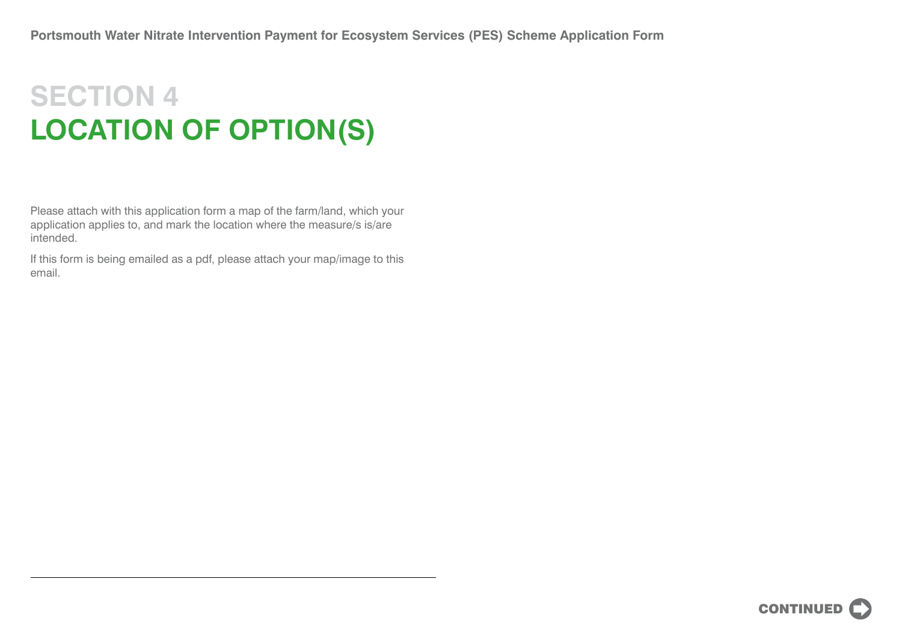# SECTION 4
## LOCATION OF OPTION(S)

Please attach with this application form a map of the farm/land, which your application applies to, and mark the location where the measure/s is/are intended.

If this form is being emailed as a pdf, please attach your map/image to this email.

CONTINUED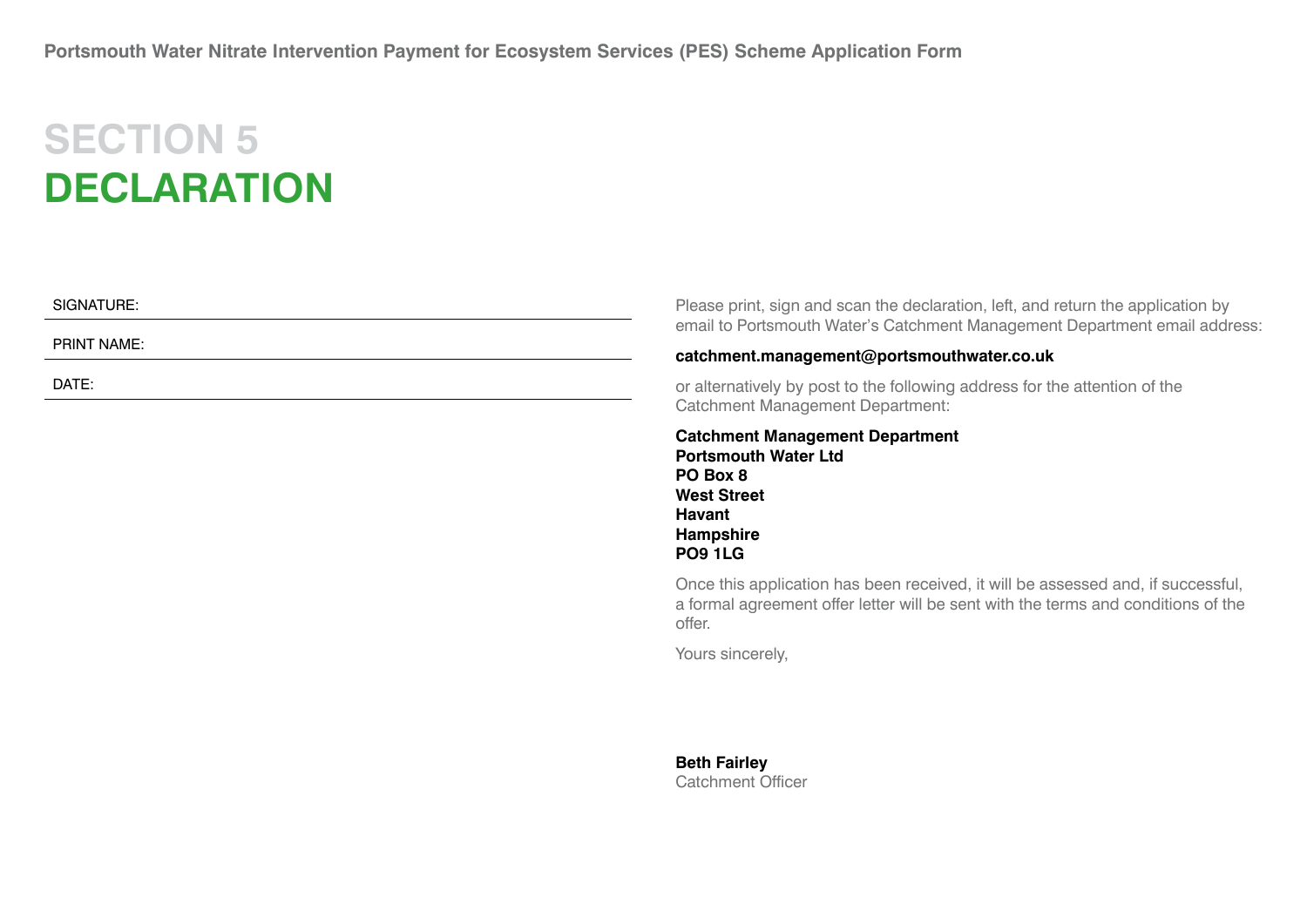# SECTION 5
# DECLARATION

SIGNATURE:

PRINT NAME:

DATE:

Please print, sign and scan the declaration, left, and return the application by email to Portsmouth Water's Catchment Management Department email address:

**catchment.management@portsmouthwater.co.uk**

or alternatively by post to the following address for the attention of the Catchment Management Department:

**Catchment Management Department**
**Portsmouth Water Ltd**
**PO Box 8**
**West Street**
**Havant**
**Hampshire**
**PO9 1LG**

Once this application has been received, it will be assessed and, if successful, a formal agreement offer letter will be sent with the terms and conditions of the offer.

Yours sincerely,

**Beth Fairley**
Catchment Officer